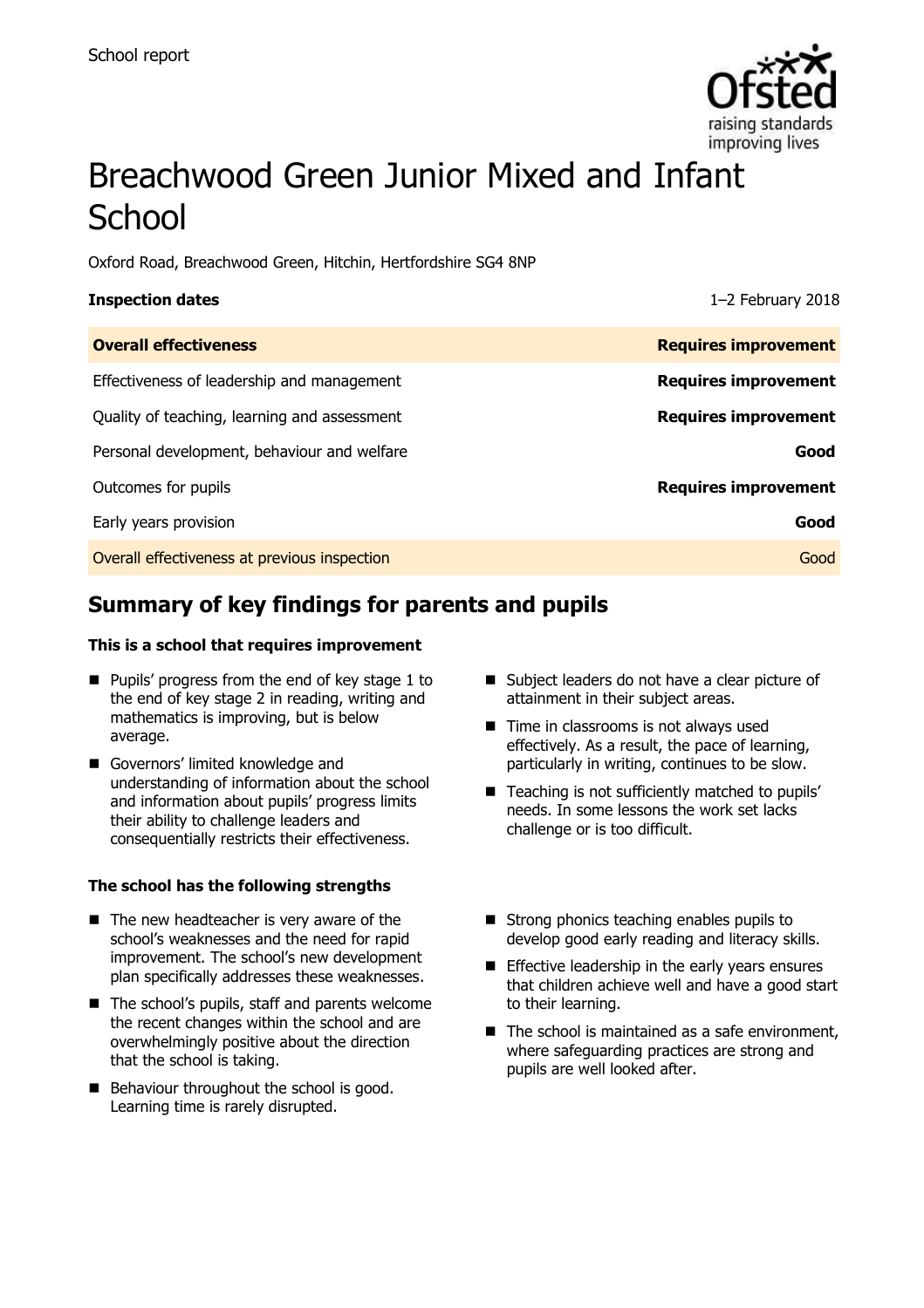School report

# Breachwood Green Junior Mixed and Infant School

Oxford Road, Breachwood Green, Hitchin, Hertfordshire SG4 8NP

| **Inspection dates** | 1–2 February 2018 |
| --- | --- |
| **Overall effectiveness** | **Requires improvement** |
| Effectiveness of leadership and management | **Requires improvement** |
| Quality of teaching, learning and assessment | **Requires improvement** |
| Personal development, behaviour and welfare | **Good** |
| Outcomes for pupils | **Requires improvement** |
| Early years provision | **Good** |
| Overall effectiveness at previous inspection | Good |

## Summary of key findings for parents and pupils

### This is a school that requires improvement

- Pupils' progress from the end of key stage 1 to the end of key stage 2 in reading, writing and mathematics is improving, but is below average.
- Governors' limited knowledge and understanding of information about the school and information about pupils' progress limits their ability to challenge leaders and consequentially restricts their effectiveness.
- Subject leaders do not have a clear picture of attainment in their subject areas.
- Time in classrooms is not always used effectively. As a result, the pace of learning, particularly in writing, continues to be slow.
- Teaching is not sufficiently matched to pupils' needs. In some lessons the work set lacks challenge or is too difficult.

### The school has the following strengths

- The new headteacher is very aware of the school's weaknesses and the need for rapid improvement. The school's new development plan specifically addresses these weaknesses.
- The school's pupils, staff and parents welcome the recent changes within the school and are overwhelmingly positive about the direction that the school is taking.
- Behaviour throughout the school is good. Learning time is rarely disrupted.
- Strong phonics teaching enables pupils to develop good early reading and literacy skills.
- Effective leadership in the early years ensures that children achieve well and have a good start to their learning.
- The school is maintained as a safe environment, where safeguarding practices are strong and pupils are well looked after.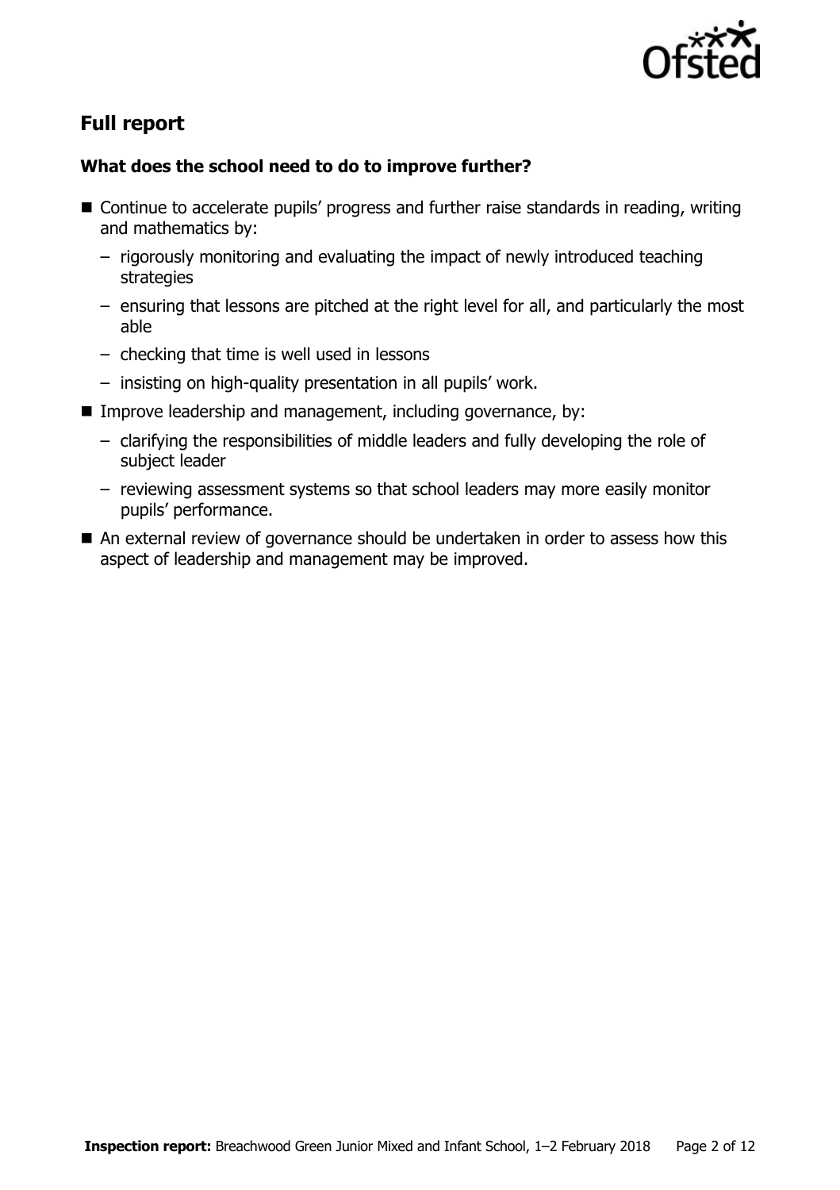## Full report

### What does the school need to do to improve further?

- Continue to accelerate pupils' progress and further raise standards in reading, writing and mathematics by:
  - rigorously monitoring and evaluating the impact of newly introduced teaching strategies
  - ensuring that lessons are pitched at the right level for all, and particularly the most able
  - checking that time is well used in lessons
  - insisting on high-quality presentation in all pupils' work.
- Improve leadership and management, including governance, by:
  - clarifying the responsibilities of middle leaders and fully developing the role of subject leader
  - reviewing assessment systems so that school leaders may more easily monitor pupils' performance.
- An external review of governance should be undertaken in order to assess how this aspect of leadership and management may be improved.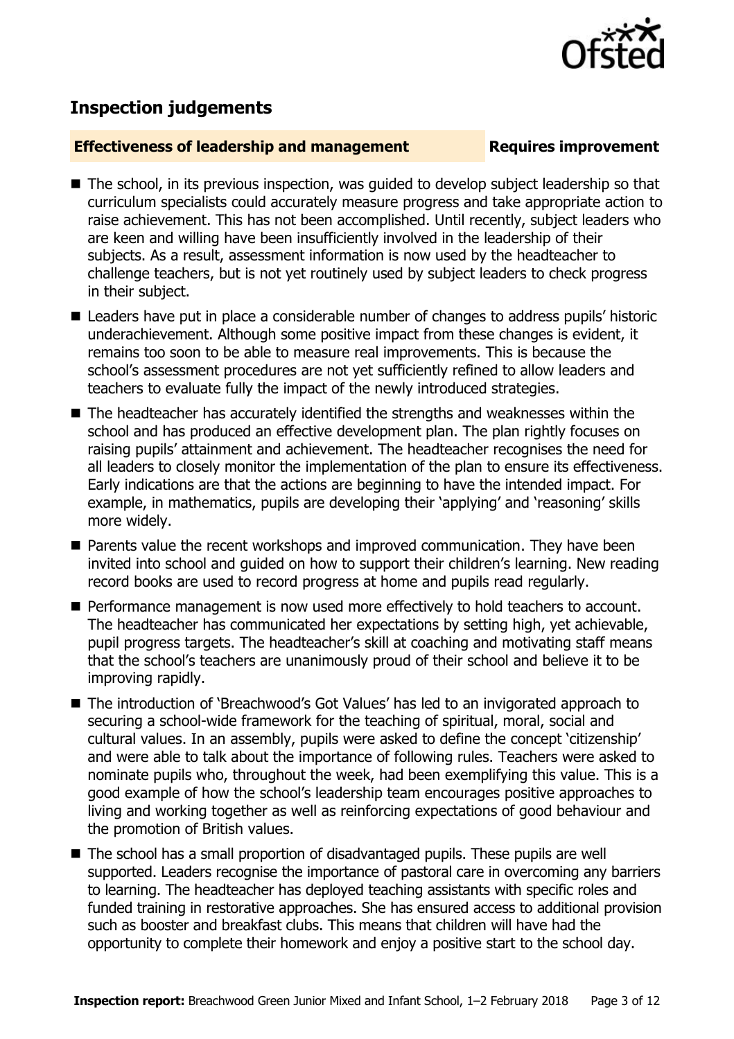## Inspection judgements

**Effectiveness of leadership and management** **Requires improvement**

- The school, in its previous inspection, was guided to develop subject leadership so that curriculum specialists could accurately measure progress and take appropriate action to raise achievement. This has not been accomplished. Until recently, subject leaders who are keen and willing have been insufficiently involved in the leadership of their subjects. As a result, assessment information is now used by the headteacher to challenge teachers, but is not yet routinely used by subject leaders to check progress in their subject.
- Leaders have put in place a considerable number of changes to address pupils' historic underachievement. Although some positive impact from these changes is evident, it remains too soon to be able to measure real improvements. This is because the school's assessment procedures are not yet sufficiently refined to allow leaders and teachers to evaluate fully the impact of the newly introduced strategies.
- The headteacher has accurately identified the strengths and weaknesses within the school and has produced an effective development plan. The plan rightly focuses on raising pupils' attainment and achievement. The headteacher recognises the need for all leaders to closely monitor the implementation of the plan to ensure its effectiveness. Early indications are that the actions are beginning to have the intended impact. For example, in mathematics, pupils are developing their 'applying' and 'reasoning' skills more widely.
- Parents value the recent workshops and improved communication. They have been invited into school and guided on how to support their children's learning. New reading record books are used to record progress at home and pupils read regularly.
- Performance management is now used more effectively to hold teachers to account. The headteacher has communicated her expectations by setting high, yet achievable, pupil progress targets. The headteacher's skill at coaching and motivating staff means that the school's teachers are unanimously proud of their school and believe it to be improving rapidly.
- The introduction of 'Breachwood's Got Values' has led to an invigorated approach to securing a school-wide framework for the teaching of spiritual, moral, social and cultural values. In an assembly, pupils were asked to define the concept 'citizenship' and were able to talk about the importance of following rules. Teachers were asked to nominate pupils who, throughout the week, had been exemplifying this value. This is a good example of how the school's leadership team encourages positive approaches to living and working together as well as reinforcing expectations of good behaviour and the promotion of British values.
- The school has a small proportion of disadvantaged pupils. These pupils are well supported. Leaders recognise the importance of pastoral care in overcoming any barriers to learning. The headteacher has deployed teaching assistants with specific roles and funded training in restorative approaches. She has ensured access to additional provision such as booster and breakfast clubs. This means that children will have had the opportunity to complete their homework and enjoy a positive start to the school day.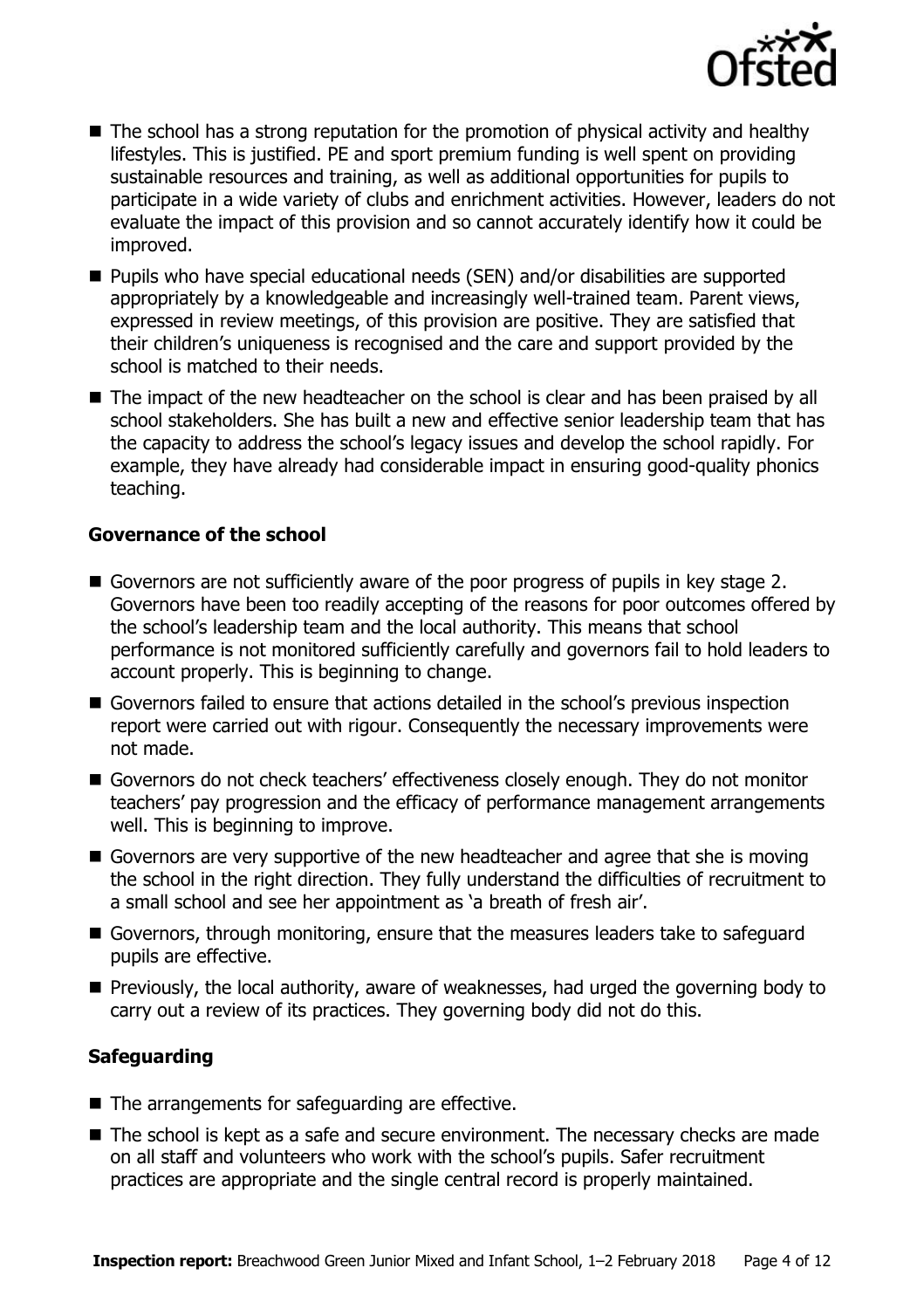- The school has a strong reputation for the promotion of physical activity and healthy lifestyles. This is justified. PE and sport premium funding is well spent on providing sustainable resources and training, as well as additional opportunities for pupils to participate in a wide variety of clubs and enrichment activities. However, leaders do not evaluate the impact of this provision and so cannot accurately identify how it could be improved.
- Pupils who have special educational needs (SEN) and/or disabilities are supported appropriately by a knowledgeable and increasingly well-trained team. Parent views, expressed in review meetings, of this provision are positive. They are satisfied that their children's uniqueness is recognised and the care and support provided by the school is matched to their needs.
- The impact of the new headteacher on the school is clear and has been praised by all school stakeholders. She has built a new and effective senior leadership team that has the capacity to address the school's legacy issues and develop the school rapidly. For example, they have already had considerable impact in ensuring good-quality phonics teaching.

### Governance of the school

- Governors are not sufficiently aware of the poor progress of pupils in key stage 2. Governors have been too readily accepting of the reasons for poor outcomes offered by the school's leadership team and the local authority. This means that school performance is not monitored sufficiently carefully and governors fail to hold leaders to account properly. This is beginning to change.
- Governors failed to ensure that actions detailed in the school's previous inspection report were carried out with rigour. Consequently the necessary improvements were not made.
- Governors do not check teachers' effectiveness closely enough. They do not monitor teachers' pay progression and the efficacy of performance management arrangements well. This is beginning to improve.
- Governors are very supportive of the new headteacher and agree that she is moving the school in the right direction. They fully understand the difficulties of recruitment to a small school and see her appointment as 'a breath of fresh air'.
- Governors, through monitoring, ensure that the measures leaders take to safeguard pupils are effective.
- Previously, the local authority, aware of weaknesses, had urged the governing body to carry out a review of its practices. They governing body did not do this.

### Safeguarding

- The arrangements for safeguarding are effective.
- The school is kept as a safe and secure environment. The necessary checks are made on all staff and volunteers who work with the school's pupils. Safer recruitment practices are appropriate and the single central record is properly maintained.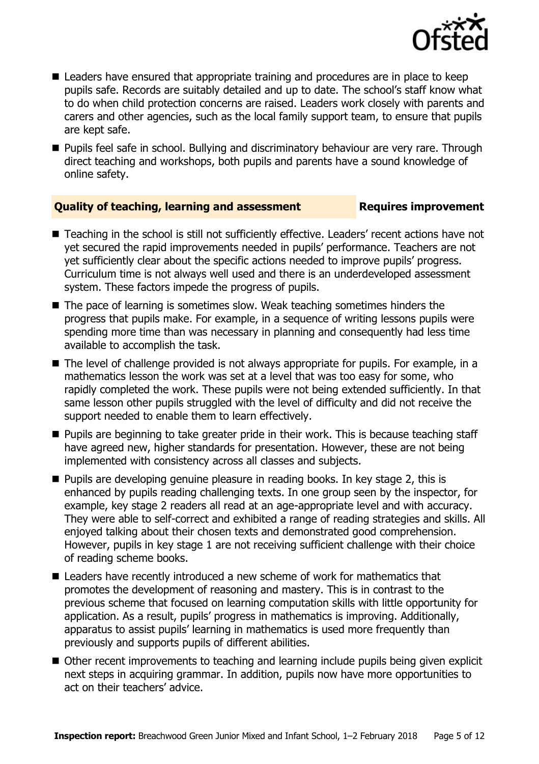- Leaders have ensured that appropriate training and procedures are in place to keep pupils safe. Records are suitably detailed and up to date. The school's staff know what to do when child protection concerns are raised. Leaders work closely with parents and carers and other agencies, such as the local family support team, to ensure that pupils are kept safe.
- Pupils feel safe in school. Bullying and discriminatory behaviour are very rare. Through direct teaching and workshops, both pupils and parents have a sound knowledge of online safety.

## Quality of teaching, learning and assessment — Requires improvement

- Teaching in the school is still not sufficiently effective. Leaders' recent actions have not yet secured the rapid improvements needed in pupils' performance. Teachers are not yet sufficiently clear about the specific actions needed to improve pupils' progress. Curriculum time is not always well used and there is an underdeveloped assessment system. These factors impede the progress of pupils.
- The pace of learning is sometimes slow. Weak teaching sometimes hinders the progress that pupils make. For example, in a sequence of writing lessons pupils were spending more time than was necessary in planning and consequently had less time available to accomplish the task.
- The level of challenge provided is not always appropriate for pupils. For example, in a mathematics lesson the work was set at a level that was too easy for some, who rapidly completed the work. These pupils were not being extended sufficiently. In that same lesson other pupils struggled with the level of difficulty and did not receive the support needed to enable them to learn effectively.
- Pupils are beginning to take greater pride in their work. This is because teaching staff have agreed new, higher standards for presentation. However, these are not being implemented with consistency across all classes and subjects.
- Pupils are developing genuine pleasure in reading books. In key stage 2, this is enhanced by pupils reading challenging texts. In one group seen by the inspector, for example, key stage 2 readers all read at an age-appropriate level and with accuracy. They were able to self-correct and exhibited a range of reading strategies and skills. All enjoyed talking about their chosen texts and demonstrated good comprehension. However, pupils in key stage 1 are not receiving sufficient challenge with their choice of reading scheme books.
- Leaders have recently introduced a new scheme of work for mathematics that promotes the development of reasoning and mastery. This is in contrast to the previous scheme that focused on learning computation skills with little opportunity for application. As a result, pupils' progress in mathematics is improving. Additionally, apparatus to assist pupils' learning in mathematics is used more frequently than previously and supports pupils of different abilities.
- Other recent improvements to teaching and learning include pupils being given explicit next steps in acquiring grammar. In addition, pupils now have more opportunities to act on their teachers' advice.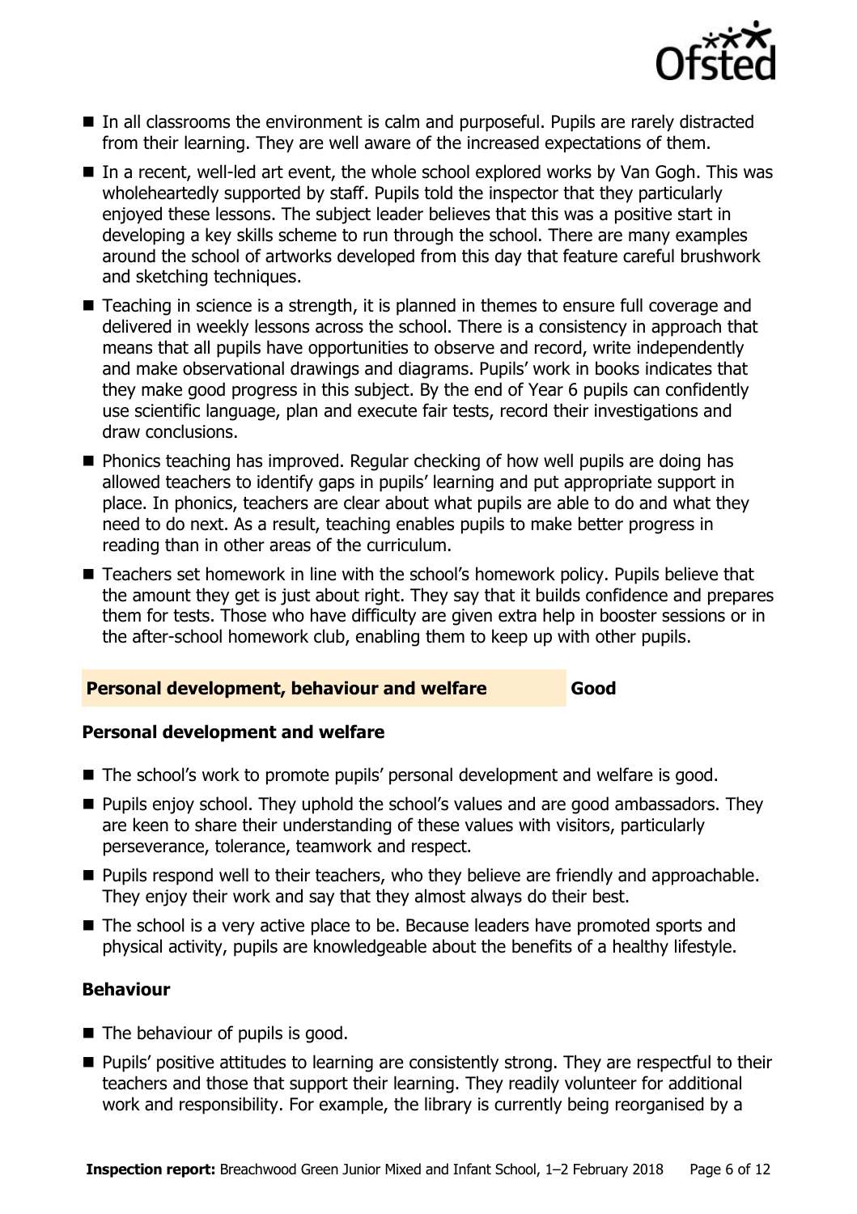- In all classrooms the environment is calm and purposeful. Pupils are rarely distracted from their learning. They are well aware of the increased expectations of them.
- In a recent, well-led art event, the whole school explored works by Van Gogh. This was wholeheartedly supported by staff. Pupils told the inspector that they particularly enjoyed these lessons. The subject leader believes that this was a positive start in developing a key skills scheme to run through the school. There are many examples around the school of artworks developed from this day that feature careful brushwork and sketching techniques.
- Teaching in science is a strength, it is planned in themes to ensure full coverage and delivered in weekly lessons across the school. There is a consistency in approach that means that all pupils have opportunities to observe and record, write independently and make observational drawings and diagrams. Pupils' work in books indicates that they make good progress in this subject. By the end of Year 6 pupils can confidently use scientific language, plan and execute fair tests, record their investigations and draw conclusions.
- Phonics teaching has improved. Regular checking of how well pupils are doing has allowed teachers to identify gaps in pupils' learning and put appropriate support in place. In phonics, teachers are clear about what pupils are able to do and what they need to do next. As a result, teaching enables pupils to make better progress in reading than in other areas of the curriculum.
- Teachers set homework in line with the school's homework policy. Pupils believe that the amount they get is just about right. They say that it builds confidence and prepares them for tests. Those who have difficulty are given extra help in booster sessions or in the after-school homework club, enabling them to keep up with other pupils.

## Personal development, behaviour and welfare — Good

### Personal development and welfare

- The school's work to promote pupils' personal development and welfare is good.
- Pupils enjoy school. They uphold the school's values and are good ambassadors. They are keen to share their understanding of these values with visitors, particularly perseverance, tolerance, teamwork and respect.
- Pupils respond well to their teachers, who they believe are friendly and approachable. They enjoy their work and say that they almost always do their best.
- The school is a very active place to be. Because leaders have promoted sports and physical activity, pupils are knowledgeable about the benefits of a healthy lifestyle.

### Behaviour

- The behaviour of pupils is good.
- Pupils' positive attitudes to learning are consistently strong. They are respectful to their teachers and those that support their learning. They readily volunteer for additional work and responsibility. For example, the library is currently being reorganised by a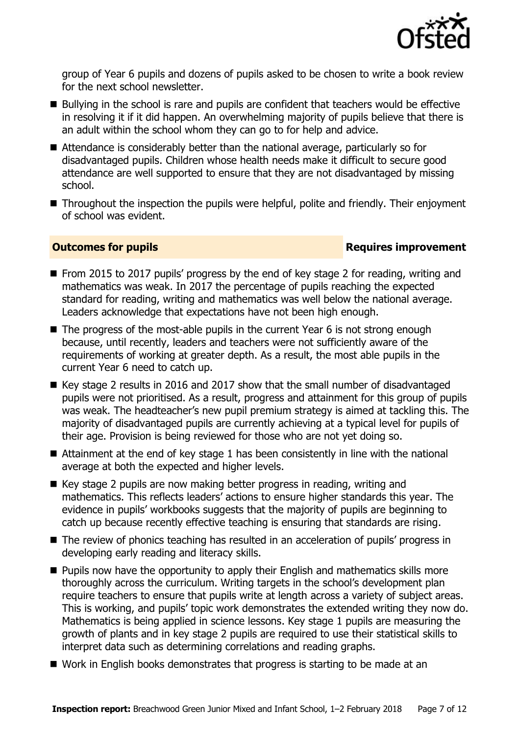group of Year 6 pupils and dozens of pupils asked to be chosen to write a book review for the next school newsletter.

- Bullying in the school is rare and pupils are confident that teachers would be effective in resolving it if it did happen. An overwhelming majority of pupils believe that there is an adult within the school whom they can go to for help and advice.
- Attendance is considerably better than the national average, particularly so for disadvantaged pupils. Children whose health needs make it difficult to secure good attendance are well supported to ensure that they are not disadvantaged by missing school.
- Throughout the inspection the pupils were helpful, polite and friendly. Their enjoyment of school was evident.

## Outcomes for pupils — Requires improvement

- From 2015 to 2017 pupils' progress by the end of key stage 2 for reading, writing and mathematics was weak. In 2017 the percentage of pupils reaching the expected standard for reading, writing and mathematics was well below the national average. Leaders acknowledge that expectations have not been high enough.
- The progress of the most-able pupils in the current Year 6 is not strong enough because, until recently, leaders and teachers were not sufficiently aware of the requirements of working at greater depth. As a result, the most able pupils in the current Year 6 need to catch up.
- Key stage 2 results in 2016 and 2017 show that the small number of disadvantaged pupils were not prioritised. As a result, progress and attainment for this group of pupils was weak. The headteacher's new pupil premium strategy is aimed at tackling this. The majority of disadvantaged pupils are currently achieving at a typical level for pupils of their age. Provision is being reviewed for those who are not yet doing so.
- Attainment at the end of key stage 1 has been consistently in line with the national average at both the expected and higher levels.
- Key stage 2 pupils are now making better progress in reading, writing and mathematics. This reflects leaders' actions to ensure higher standards this year. The evidence in pupils' workbooks suggests that the majority of pupils are beginning to catch up because recently effective teaching is ensuring that standards are rising.
- The review of phonics teaching has resulted in an acceleration of pupils' progress in developing early reading and literacy skills.
- Pupils now have the opportunity to apply their English and mathematics skills more thoroughly across the curriculum. Writing targets in the school's development plan require teachers to ensure that pupils write at length across a variety of subject areas. This is working, and pupils' topic work demonstrates the extended writing they now do. Mathematics is being applied in science lessons. Key stage 1 pupils are measuring the growth of plants and in key stage 2 pupils are required to use their statistical skills to interpret data such as determining correlations and reading graphs.
- Work in English books demonstrates that progress is starting to be made at an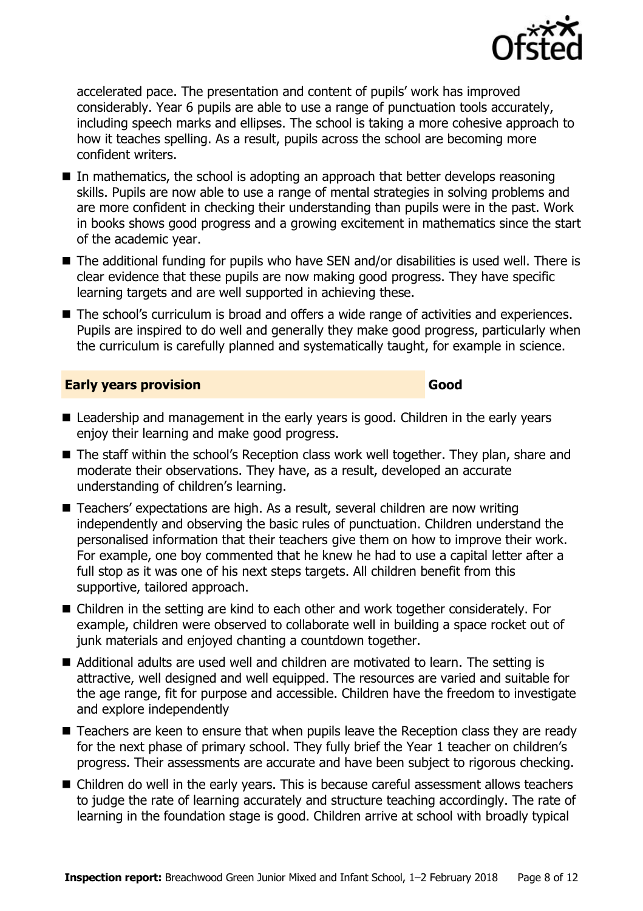accelerated pace. The presentation and content of pupils' work has improved considerably. Year 6 pupils are able to use a range of punctuation tools accurately, including speech marks and ellipses. The school is taking a more cohesive approach to how it teaches spelling. As a result, pupils across the school are becoming more confident writers.

- In mathematics, the school is adopting an approach that better develops reasoning skills. Pupils are now able to use a range of mental strategies in solving problems and are more confident in checking their understanding than pupils were in the past. Work in books shows good progress and a growing excitement in mathematics since the start of the academic year.
- The additional funding for pupils who have SEN and/or disabilities is used well. There is clear evidence that these pupils are now making good progress. They have specific learning targets and are well supported in achieving these.
- The school's curriculum is broad and offers a wide range of activities and experiences. Pupils are inspired to do well and generally they make good progress, particularly when the curriculum is carefully planned and systematically taught, for example in science.

## Early years provision — Good

- Leadership and management in the early years is good. Children in the early years enjoy their learning and make good progress.
- The staff within the school's Reception class work well together. They plan, share and moderate their observations. They have, as a result, developed an accurate understanding of children's learning.
- Teachers' expectations are high. As a result, several children are now writing independently and observing the basic rules of punctuation. Children understand the personalised information that their teachers give them on how to improve their work. For example, one boy commented that he knew he had to use a capital letter after a full stop as it was one of his next steps targets. All children benefit from this supportive, tailored approach.
- Children in the setting are kind to each other and work together considerately. For example, children were observed to collaborate well in building a space rocket out of junk materials and enjoyed chanting a countdown together.
- Additional adults are used well and children are motivated to learn. The setting is attractive, well designed and well equipped. The resources are varied and suitable for the age range, fit for purpose and accessible. Children have the freedom to investigate and explore independently
- Teachers are keen to ensure that when pupils leave the Reception class they are ready for the next phase of primary school. They fully brief the Year 1 teacher on children's progress. Their assessments are accurate and have been subject to rigorous checking.
- Children do well in the early years. This is because careful assessment allows teachers to judge the rate of learning accurately and structure teaching accordingly. The rate of learning in the foundation stage is good. Children arrive at school with broadly typical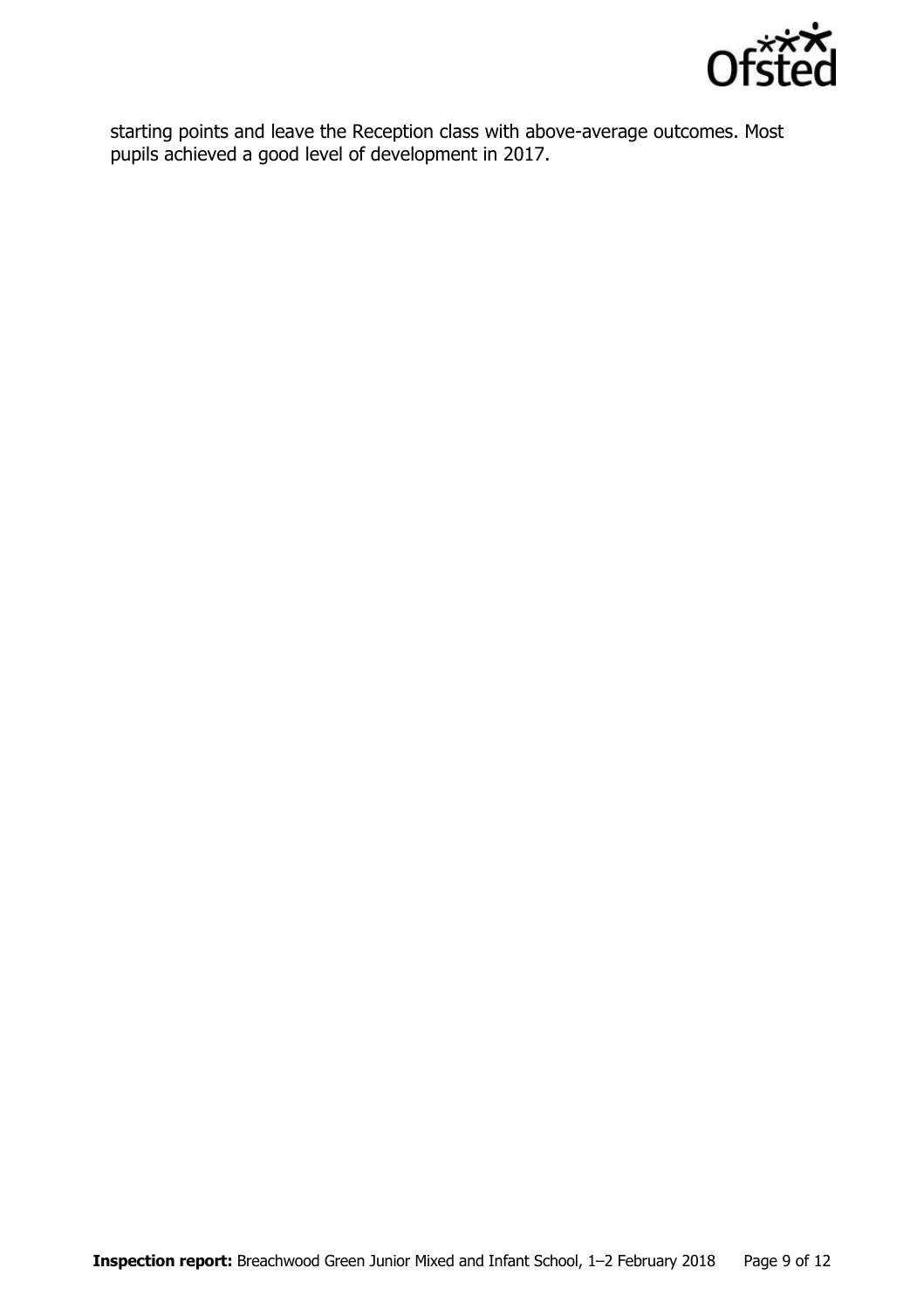starting points and leave the Reception class with above-average outcomes. Most pupils achieved a good level of development in 2017.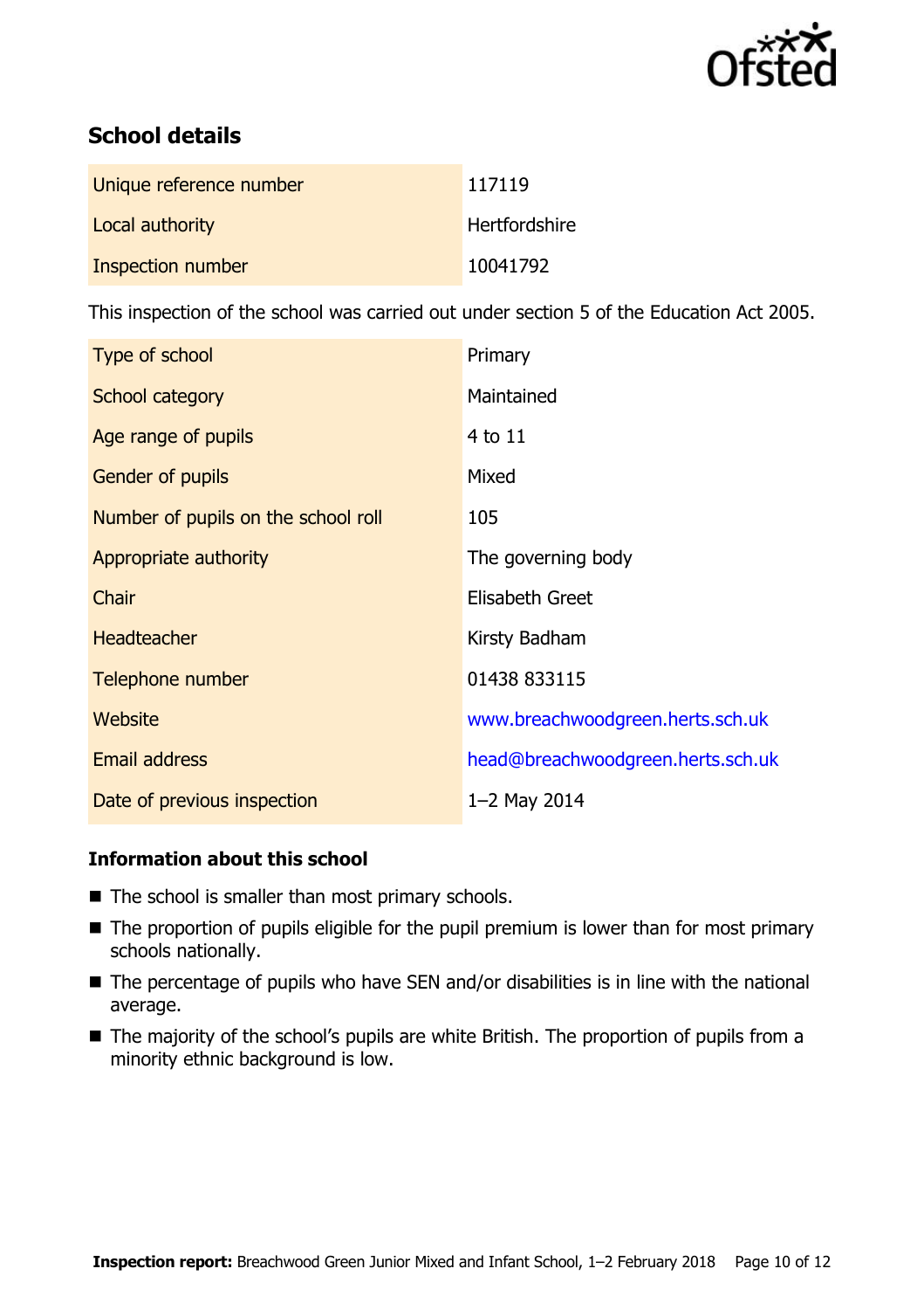## School details

| | |
|---|---|
| Unique reference number | 117119 |
| Local authority | Hertfordshire |
| Inspection number | 10041792 |

This inspection of the school was carried out under section 5 of the Education Act 2005.

| | |
|---|---|
| Type of school | Primary |
| School category | Maintained |
| Age range of pupils | 4 to 11 |
| Gender of pupils | Mixed |
| Number of pupils on the school roll | 105 |
| Appropriate authority | The governing body |
| Chair | Elisabeth Greet |
| Headteacher | Kirsty Badham |
| Telephone number | 01438 833115 |
| Website | www.breachwoodgreen.herts.sch.uk |
| Email address | head@breachwoodgreen.herts.sch.uk |
| Date of previous inspection | 1–2 May 2014 |

### Information about this school

- The school is smaller than most primary schools.
- The proportion of pupils eligible for the pupil premium is lower than for most primary schools nationally.
- The percentage of pupils who have SEN and/or disabilities is in line with the national average.
- The majority of the school's pupils are white British. The proportion of pupils from a minority ethnic background is low.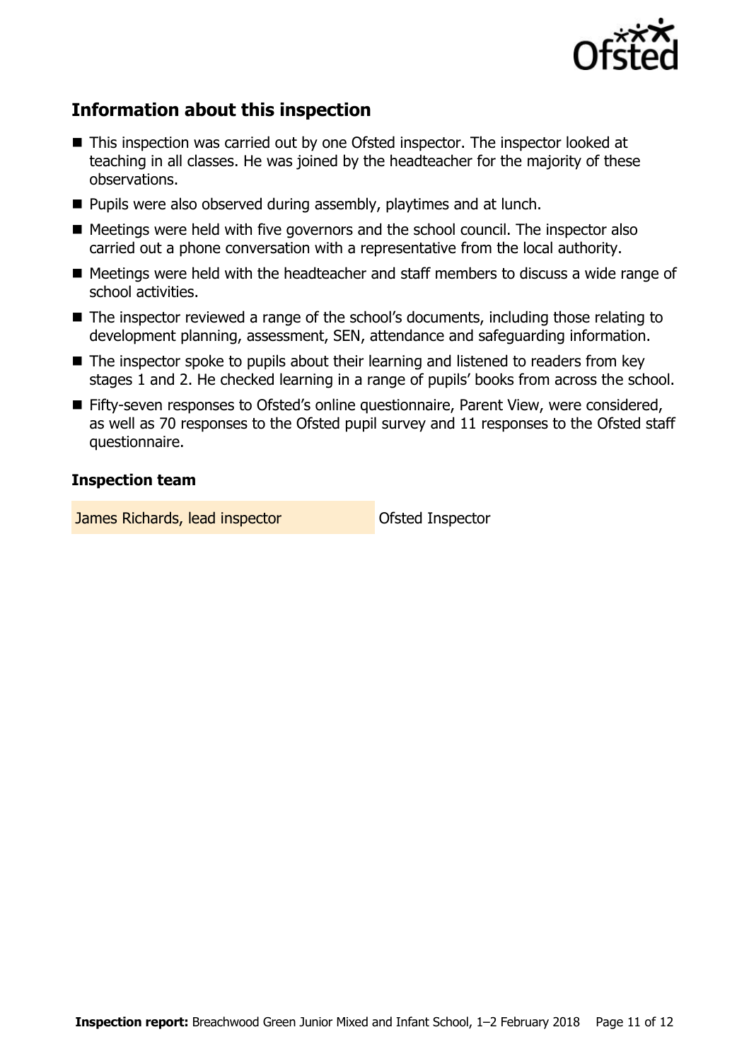## Information about this inspection

- This inspection was carried out by one Ofsted inspector. The inspector looked at teaching in all classes. He was joined by the headteacher for the majority of these observations.
- Pupils were also observed during assembly, playtimes and at lunch.
- Meetings were held with five governors and the school council. The inspector also carried out a phone conversation with a representative from the local authority.
- Meetings were held with the headteacher and staff members to discuss a wide range of school activities.
- The inspector reviewed a range of the school's documents, including those relating to development planning, assessment, SEN, attendance and safeguarding information.
- The inspector spoke to pupils about their learning and listened to readers from key stages 1 and 2. He checked learning in a range of pupils' books from across the school.
- Fifty-seven responses to Ofsted's online questionnaire, Parent View, were considered, as well as 70 responses to the Ofsted pupil survey and 11 responses to the Ofsted staff questionnaire.

### Inspection team

| | |
|---|---|
| James Richards, lead inspector | Ofsted Inspector |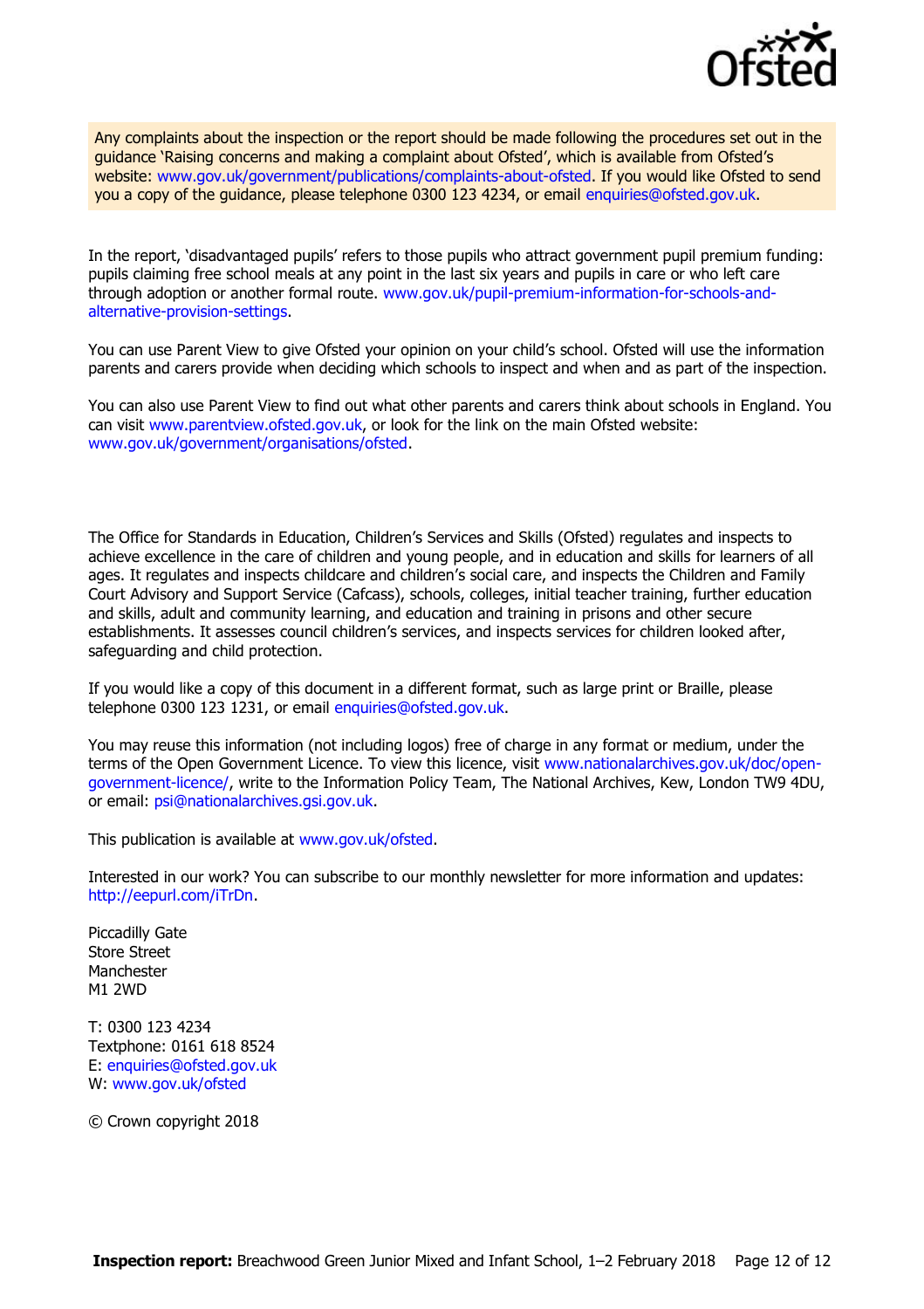Any complaints about the inspection or the report should be made following the procedures set out in the guidance 'Raising concerns and making a complaint about Ofsted', which is available from Ofsted's website: www.gov.uk/government/publications/complaints-about-ofsted. If you would like Ofsted to send you a copy of the guidance, please telephone 0300 123 4234, or email enquiries@ofsted.gov.uk.

In the report, 'disadvantaged pupils' refers to those pupils who attract government pupil premium funding: pupils claiming free school meals at any point in the last six years and pupils in care or who left care through adoption or another formal route. www.gov.uk/pupil-premium-information-for-schools-and-alternative-provision-settings.

You can use Parent View to give Ofsted your opinion on your child's school. Ofsted will use the information parents and carers provide when deciding which schools to inspect and when and as part of the inspection.

You can also use Parent View to find out what other parents and carers think about schools in England. You can visit www.parentview.ofsted.gov.uk, or look for the link on the main Ofsted website: www.gov.uk/government/organisations/ofsted.

The Office for Standards in Education, Children's Services and Skills (Ofsted) regulates and inspects to achieve excellence in the care of children and young people, and in education and skills for learners of all ages. It regulates and inspects childcare and children's social care, and inspects the Children and Family Court Advisory and Support Service (Cafcass), schools, colleges, initial teacher training, further education and skills, adult and community learning, and education and training in prisons and other secure establishments. It assesses council children's services, and inspects services for children looked after, safeguarding and child protection.

If you would like a copy of this document in a different format, such as large print or Braille, please telephone 0300 123 1231, or email enquiries@ofsted.gov.uk.

You may reuse this information (not including logos) free of charge in any format or medium, under the terms of the Open Government Licence. To view this licence, visit www.nationalarchives.gov.uk/doc/open-government-licence/, write to the Information Policy Team, The National Archives, Kew, London TW9 4DU, or email: psi@nationalarchives.gsi.gov.uk.

This publication is available at www.gov.uk/ofsted.

Interested in our work? You can subscribe to our monthly newsletter for more information and updates: http://eepurl.com/iTrDn.

Piccadilly Gate
Store Street
Manchester
M1 2WD

T: 0300 123 4234
Textphone: 0161 618 8524
E: enquiries@ofsted.gov.uk
W: www.gov.uk/ofsted

© Crown copyright 2018